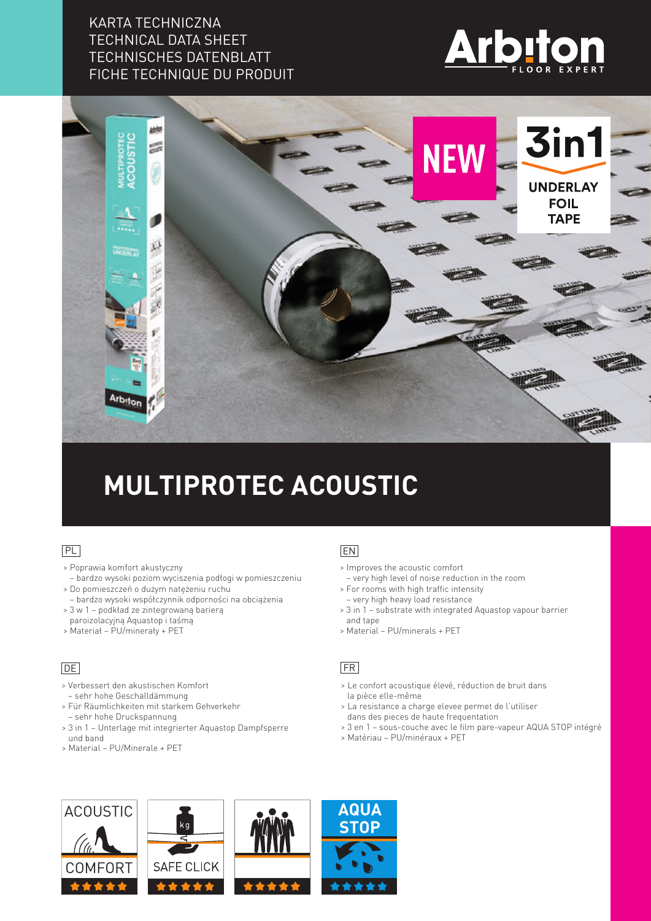KARTA TECHNICZNA
TECHNICAL DATA SHEET
TECHNISCHES DATENBLATT
FICHE TECHNIQUE DU PRODUIT

NEW

3in1

UNDERLAY
FOIL
TAPE

# MULTIPROTEC ACOUSTIC

PL

- Poprawia komfort akustyczny
  – bardzo wysoki poziom wyciszenia podłogi w pomieszczeniu
- Do pomieszczeń o dużym natężeniu ruchu
  – bardzo wysoki współczynnik odporności na obciążenia
- 3 w 1 – podkład ze zintegrowaną barierą paroizolacyjną Aquastop i taśmą
- Materiał – PU/minerały + PET

EN

- Improves the acoustic comfort
  – very high level of noise reduction in the room
- For rooms with high traffic intensity
  – very high heavy load resistance
- 3 in 1 – substrate with integrated Aquastop vapour barrier and tape
- Material – PU/minerals + PET

DE

- Verbessert den akustischen Komfort
  – sehr hohe Geschalldämmung
- Für Räumlichkeiten mit starkem Gehverkehr
  – sehr hohe Druckspannung
- 3 in 1 – Unterlage mit integrierter Aquastop Dampfsperre und band
- Material – PU/Minerale + PET

FR

- Le confort acoustique élevé, réduction de bruit dans la pièce elle-même
- La resistance a charge elevee permet de l'utiliser dans des pieces de haute frequentation
- 3 en 1 – sous-couche avec le film pare-vapeur AQUA STOP intégré
- Matériau – PU/minéraux + PET

ACOUSTIC COMFORT ★★★★★

SAFE CLICK ★★★★★

★★★★★

AQUA STOP ★★★★★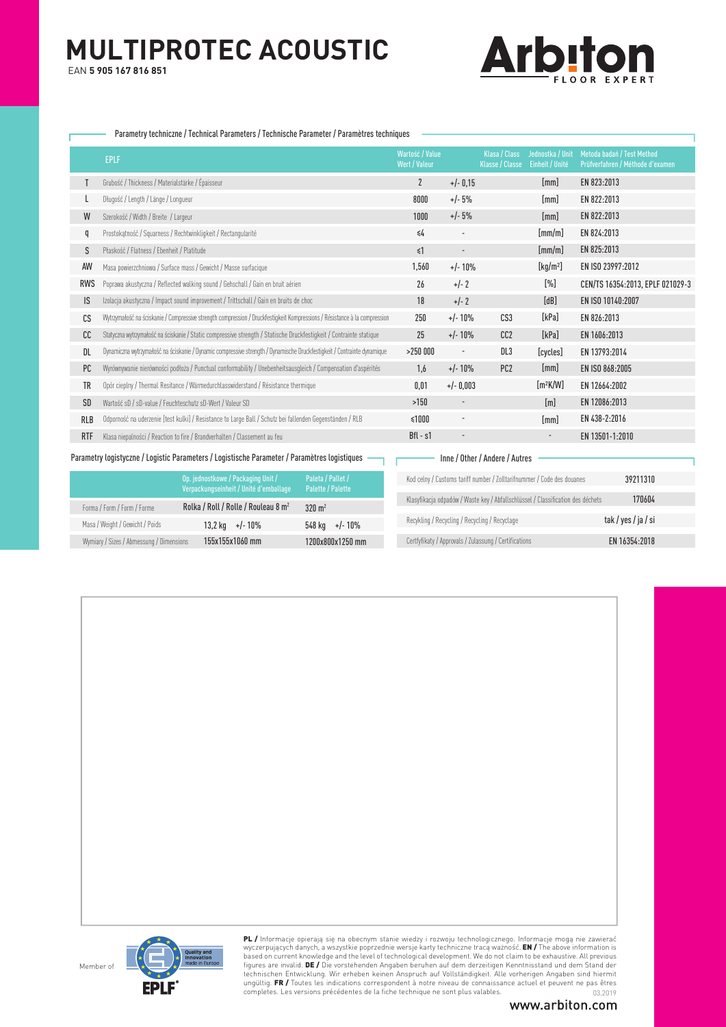# MULTIPROTEC ACOUSTIC

EAN **5 905 167 816 851**

## Parametry techniczne / Technical Parameters / Technische Parameter / Paramètres techniques

| | EPLF | Wartość / Value Wert / Valeur | | Klasa / Class Klasse / Classe | Jednostka / Unit Einheit / Unité | Metoda badań / Test Method Prüfverfahren / Méthode d'examen |
|---|---|---|---|---|---|---|
| T | Grubość / Thickness / Materialstärke / Épaisseur | 2 | +/- 0,15 | | [mm] | EN 823:2013 |
| L | Długość / Length / Länge / Longueur | 8000 | +/- 5% | | [mm] | EN 822:2013 |
| W | Szerokość / Width / Breite / Largeur | 1000 | +/- 5% | | [mm] | EN 822:2013 |
| q | Prostokątność / Squarness / Rechtwinkligkeit / Rectangularité | ≤4 | - | | [mm/m] | EN 824:2013 |
| S | Płaskość / Flatness / Ebenheit / Platitude | ≤1 | - | | [mm/m] | EN 825:2013 |
| AW | Masa powierzchniowa / Surface mass / Gewicht / Masse surfacique | 1,560 | +/- 10% | | [kg/m²] | EN ISO 23997:2012 |
| RWS | Poprawa akustyczna / Reflected walking sound / Gehschall / Gain en bruit aérien | 26 | +/- 2 | | [%] | CEN/TS 16354:2013, EPLF 021029-3 |
| IS | Izolacja akustyczna / Impact sound improvement / Trittschall / Gain en bruits de choc | 18 | +/- 2 | | [dB] | EN ISO 10140:2007 |
| CS | Wytrzymałość na ściskanie / Compressive strength compression / Druckfestigkeit Kompressions / Résistance à la compression | 250 | +/- 10% | CS3 | [kPa] | EN 826:2013 |
| CC | Statyczna wytrzymałość na ściskanie / Static compressive strength / Statische Druckfestigkeit / Contrainte statique | 25 | +/- 10% | CC2 | [kPa] | EN 1606:2013 |
| DL | Dynamiczna wytrzymałość na ściskanie / Dynamic compressive strength / Dynamische Druckfestigkeit / Contrainte dynamique | >250 000 | - | DL3 | [cycles] | EN 13793:2014 |
| PC | Wyrównywanie nierówności podłoża / Punctual conformability / Unebenheitsausgleich / Compensation d'aspérités | 1,6 | +/- 10% | PC2 | [mm] | EN ISO 868:2005 |
| TR | Opór cieplny / Thermal Resitance / Wärmedurchlasswiderstand / Résistance thermique | 0,01 | +/- 0,003 | | [m²K/W] | EN 12664:2002 |
| SD | Wartość sD / sD-value / Feuchteschutz sD-Wert / Valeur SD | >150 | - | | [m] | EN 12086:2013 |
| RLB | Odporność na uderzenie [test kulki] / Resistance to Large Ball / Schutz bei fallenden Gegenständen / RLB | ≤1000 | - | | [mm] | EN 438-2:2016 |
| RTF | Klasa niepalności / Reaction to fire / Brandverhalten / Classement au feu | Bfl - s1 | - | | - | EN 13501-1:2010 |

## Parametry logistyczne / Logistic Parameters / Logistische Parameter / Paramètres logistiques

| | Op. jednostkowe / Packaging Unit / Verpackungseinheit / Unité d'emballage | Paleta / Pallet / Palette / Palette |
|---|---|---|
| Forma / Form / Form / Forme | Rolka / Roll / Rolle / Rouleau 8 m² | 320 m² |
| Masa / Weight / Gewicht / Poids | 13,2 kg +/- 10% | 548 kg +/- 10% |
| Wymiary / Sizes / Abmessung / Dimensions | 155x155x1060 mm | 1200x800x1250 mm |

## Inne / Other / Andere / Autres

| | |
|---|---|
| Kod celny / Customs tariff number / Zolltarifnummer / Code des douanes | 39211310 |
| Klasyfikacja odpadów / Waste key / Abfallschlüssel / Classification des déchets | 170604 |
| Recykling / Recycling / Recycling / Recyclage | tak / yes / ja / si |
| Certyfikaty / Approvals / Zulassung / Certifications | EN 16354:2018 |

Member of

Quality and Innovation made in Europe

EPLF

**PL /** Informacje opierają się na obecnym stanie wiedzy i rozwoju technologicznego. Informacje mogą nie zawierać wyczerpujących danych, a wszystkie poprzednie wersje karty techniczne tracą ważność. **EN /** The above information is based on current knowledge and the level of technological development. We do not claim to be exhaustive. All previous figures are invalid. **DE /** Die vorstehenden Angaben beruhen auf dem derzeitigen Kenntnisstand und dem Stand der technischen Entwicklung. Wir erheben keinen Anspruch auf Vollständigkeit. Alle vorherigen Angaben sind hiermit ungültig. **FR /** Toutes les indications correspondent à notre niveau de connaissance actuel et peuvent ne pas êtres completes. Les versions précédentes de la fiche technique ne sont plus valables. 03.2019

www.arbiton.com